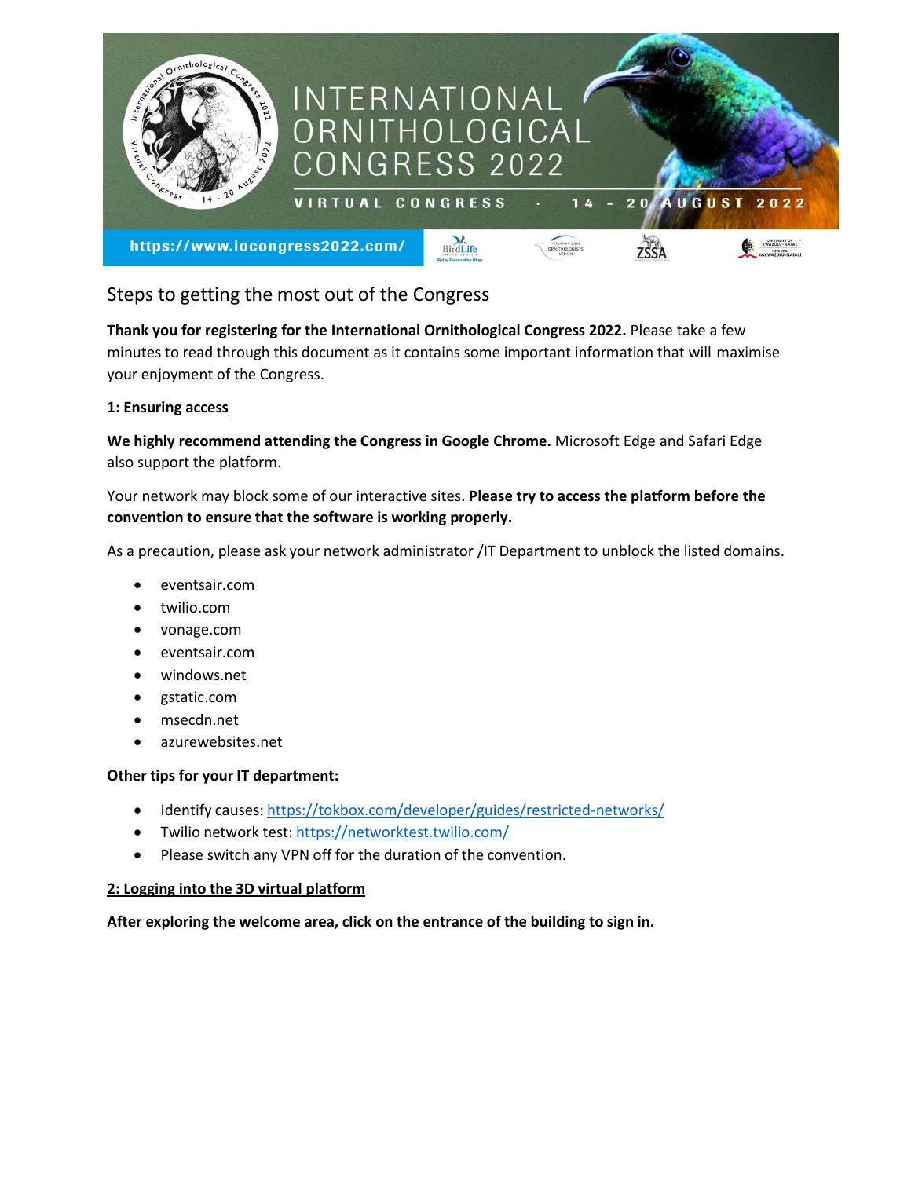# INTERNATIONAL ORNITHOLOGICAL CONGRESS 2022

VIRTUAL CONGRESS · 14 - 20 AUGUST 2022

https://www.iocongress2022.com/

## Steps to getting the most out of the Congress

**Thank you for registering for the International Ornithological Congress 2022.** Please take a few minutes to read through this document as it contains some important information that will maximise your enjoyment of the Congress.

**1: Ensuring access**

**We highly recommend attending the Congress in Google Chrome.** Microsoft Edge and Safari Edge also support the platform.

Your network may block some of our interactive sites. **Please try to access the platform before the convention to ensure that the software is working properly.**

As a precaution, please ask your network administrator /IT Department to unblock the listed domains.

- eventsair.com
- twilio.com
- vonage.com
- eventsair.com
- windows.net
- gstatic.com
- msecdn.net
- azurewebsites.net

**Other tips for your IT department:**

- Identify causes: https://tokbox.com/developer/guides/restricted-networks/
- Twilio network test: https://networktest.twilio.com/
- Please switch any VPN off for the duration of the convention.

**2: Logging into the 3D virtual platform**

**After exploring the welcome area, click on the entrance of the building to sign in.**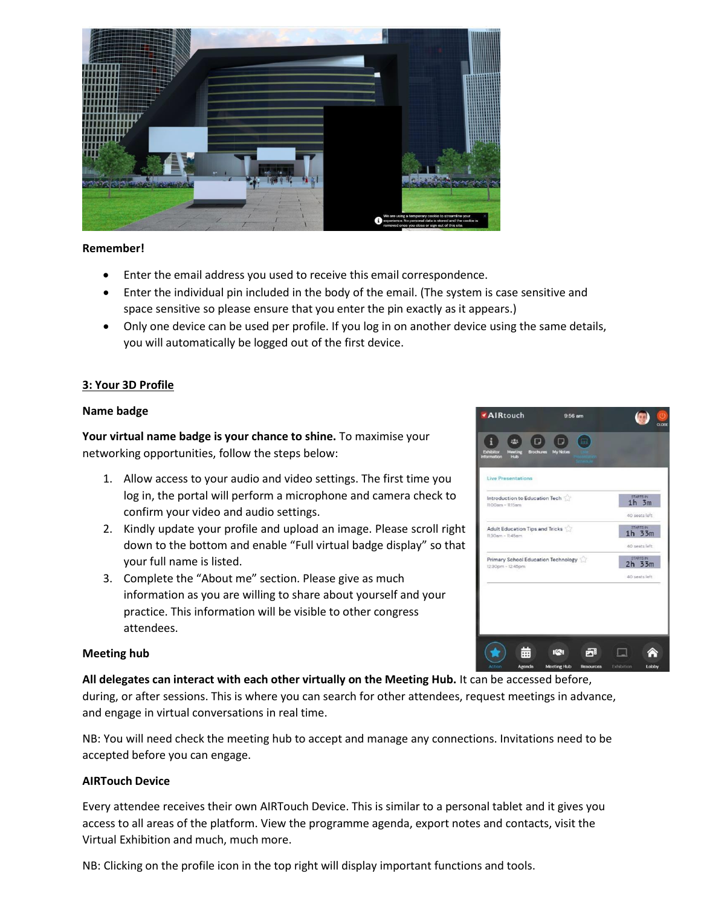**Remember!**

- Enter the email address you used to receive this email correspondence.
- Enter the individual pin included in the body of the email. (The system is case sensitive and space sensitive so please ensure that you enter the pin exactly as it appears.)
- Only one device can be used per profile. If you log in on another device using the same details, you will automatically be logged out of the first device.

## 3: Your 3D Profile

**Name badge**

**Your virtual name badge is your chance to shine.** To maximise your networking opportunities, follow the steps below:

1. Allow access to your audio and video settings. The first time you log in, the portal will perform a microphone and camera check to confirm your video and audio settings.
2. Kindly update your profile and upload an image. Please scroll right down to the bottom and enable "Full virtual badge display" so that your full name is listed.
3. Complete the "About me" section. Please give as much information as you are willing to share about yourself and your practice. This information will be visible to other congress attendees.

**Meeting hub**

**All delegates can interact with each other virtually on the Meeting Hub.** It can be accessed before, during, or after sessions. This is where you can search for other attendees, request meetings in advance, and engage in virtual conversations in real time.

NB: You will need check the meeting hub to accept and manage any connections. Invitations need to be accepted before you can engage.

**AIRTouch Device**

Every attendee receives their own AIRTouch Device. This is similar to a personal tablet and it gives you access to all areas of the platform. View the programme agenda, export notes and contacts, visit the Virtual Exhibition and much, much more.

NB: Clicking on the profile icon in the top right will display important functions and tools.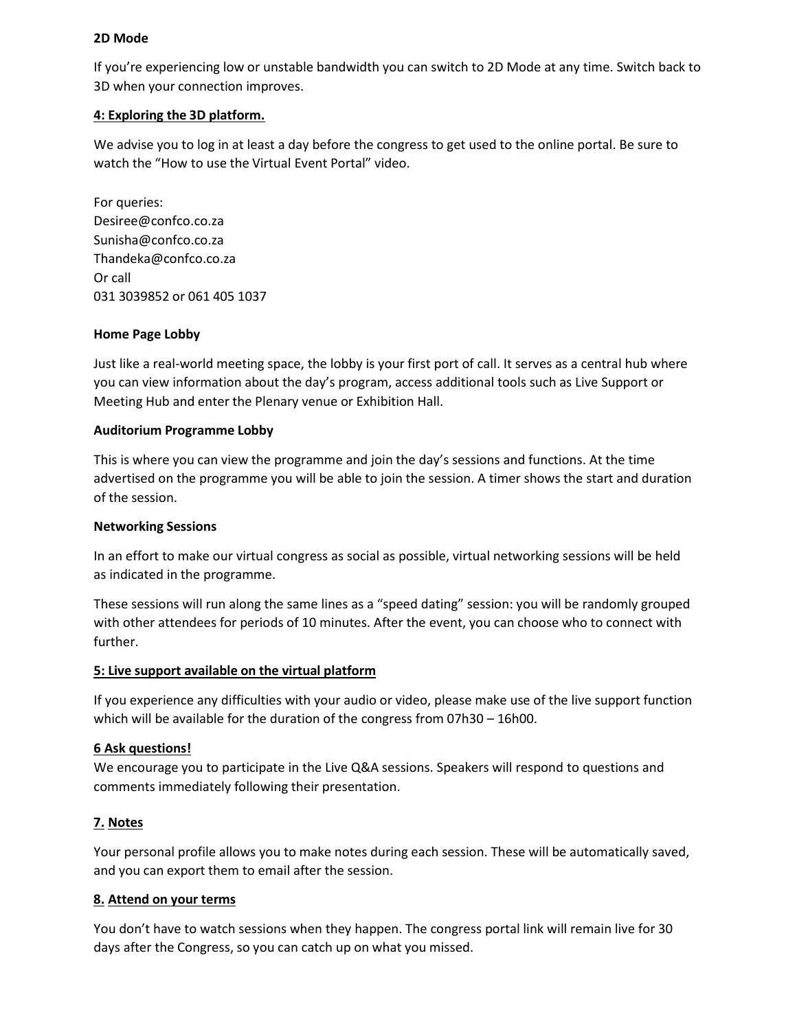**2D Mode**

If you're experiencing low or unstable bandwidth you can switch to 2D Mode at any time. Switch back to 3D when your connection improves.

## 4: Exploring the 3D platform.

We advise you to log in at least a day before the congress to get used to the online portal. Be sure to watch the "How to use the Virtual Event Portal" video.

For queries:
Desiree@confco.co.za
Sunisha@confco.co.za
Thandeka@confco.co.za
Or call
031 3039852 or 061 405 1037

**Home Page Lobby**

Just like a real-world meeting space, the lobby is your first port of call. It serves as a central hub where you can view information about the day's program, access additional tools such as Live Support or Meeting Hub and enter the Plenary venue or Exhibition Hall.

**Auditorium Programme Lobby**

This is where you can view the programme and join the day's sessions and functions. At the time advertised on the programme you will be able to join the session. A timer shows the start and duration of the session.

**Networking Sessions**

In an effort to make our virtual congress as social as possible, virtual networking sessions will be held as indicated in the programme.

These sessions will run along the same lines as a "speed dating" session: you will be randomly grouped with other attendees for periods of 10 minutes. After the event, you can choose who to connect with further.

## 5: Live support available on the virtual platform

If you experience any difficulties with your audio or video, please make use of the live support function which will be available for the duration of the congress from 07h30 – 16h00.

## 6 Ask questions!

We encourage you to participate in the Live Q&A sessions. Speakers will respond to questions and comments immediately following their presentation.

## 7. Notes

Your personal profile allows you to make notes during each session. These will be automatically saved, and you can export them to email after the session.

## 8. Attend on your terms

You don't have to watch sessions when they happen. The congress portal link will remain live for 30 days after the Congress, so you can catch up on what you missed.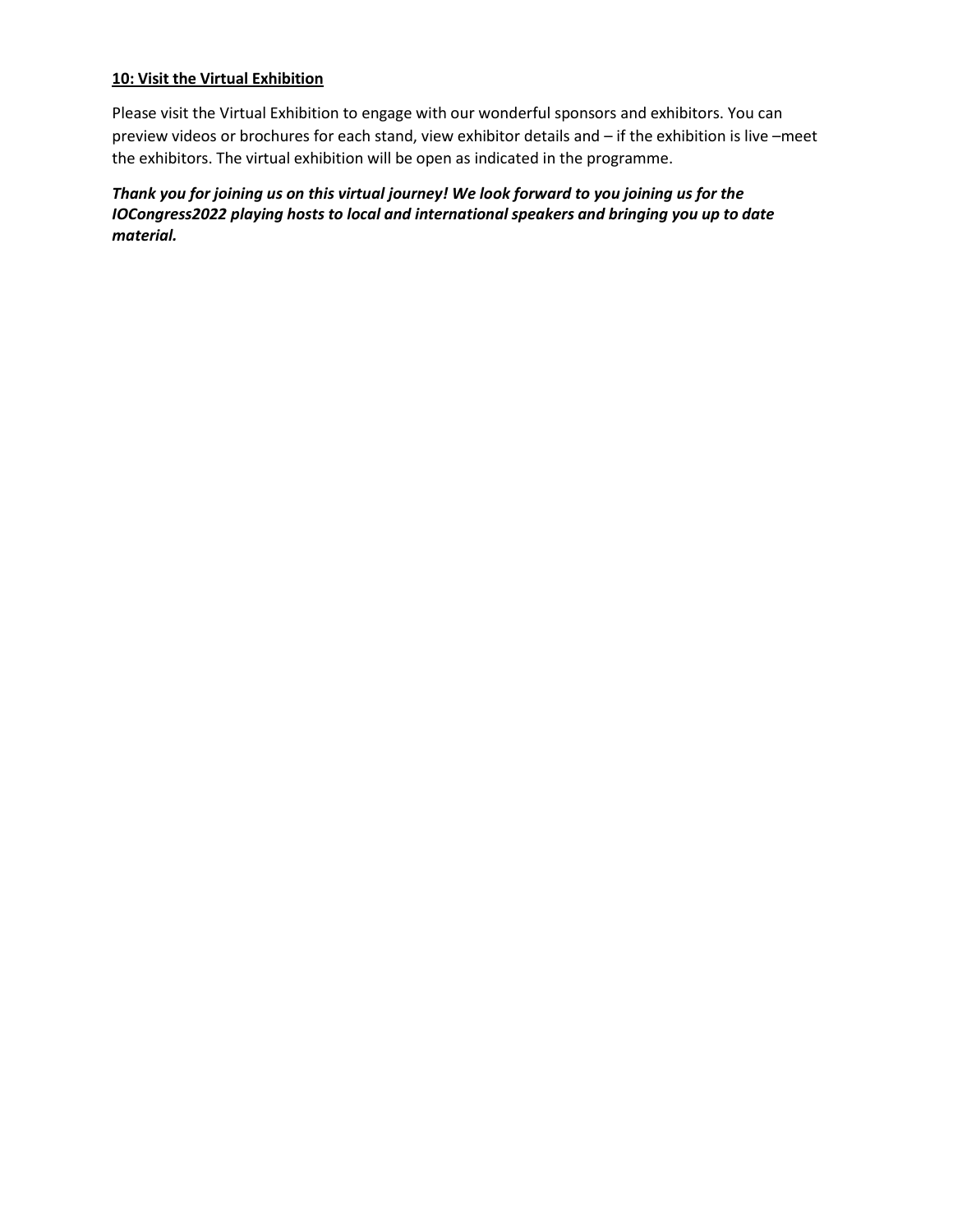**<u>10: Visit the Virtual Exhibition</u>**

Please visit the Virtual Exhibition to engage with our wonderful sponsors and exhibitors. You can preview videos or brochures for each stand, view exhibitor details and – if the exhibition is live –meet the exhibitors. The virtual exhibition will be open as indicated in the programme.

***Thank you for joining us on this virtual journey! We look forward to you joining us for the IOCongress2022 playing hosts to local and international speakers and bringing you up to date material.***